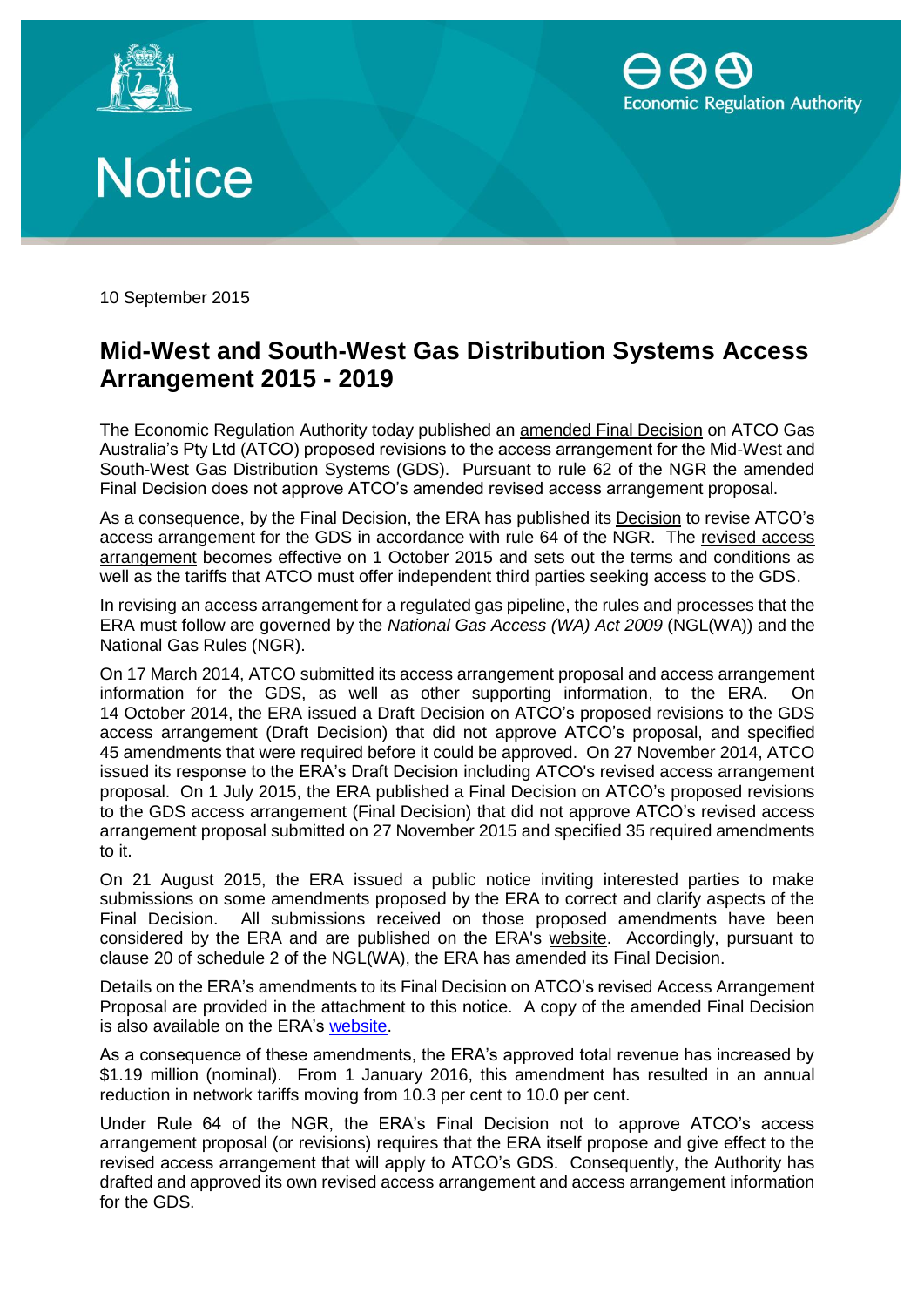# Notice

10 September 2015

## Mid-West and South-West Gas Distribution Systems Access Arrangement 2015 - 2019

The Economic Regulation Authority today published an amended Final Decision on ATCO Gas Australia's Pty Ltd (ATCO) proposed revisions to the access arrangement for the Mid-West and South-West Gas Distribution Systems (GDS). Pursuant to rule 62 of the NGR the amended Final Decision does not approve ATCO's amended revised access arrangement proposal.

As a consequence, by the Final Decision, the ERA has published its Decision to revise ATCO's access arrangement for the GDS in accordance with rule 64 of the NGR. The revised access arrangement becomes effective on 1 October 2015 and sets out the terms and conditions as well as the tariffs that ATCO must offer independent third parties seeking access to the GDS.

In revising an access arrangement for a regulated gas pipeline, the rules and processes that the ERA must follow are governed by the *National Gas Access (WA) Act 2009* (NGL(WA)) and the National Gas Rules (NGR).

On 17 March 2014, ATCO submitted its access arrangement proposal and access arrangement information for the GDS, as well as other supporting information, to the ERA. On 14 October 2014, the ERA issued a Draft Decision on ATCO's proposed revisions to the GDS access arrangement (Draft Decision) that did not approve ATCO's proposal, and specified 45 amendments that were required before it could be approved. On 27 November 2014, ATCO issued its response to the ERA's Draft Decision including ATCO's revised access arrangement proposal. On 1 July 2015, the ERA published a Final Decision on ATCO's proposed revisions to the GDS access arrangement (Final Decision) that did not approve ATCO's revised access arrangement proposal submitted on 27 November 2015 and specified 35 required amendments to it.

On 21 August 2015, the ERA issued a public notice inviting interested parties to make submissions on some amendments proposed by the ERA to correct and clarify aspects of the Final Decision. All submissions received on those proposed amendments have been considered by the ERA and are published on the ERA's website. Accordingly, pursuant to clause 20 of schedule 2 of the NGL(WA), the ERA has amended its Final Decision.

Details on the ERA's amendments to its Final Decision on ATCO's revised Access Arrangement Proposal are provided in the attachment to this notice. A copy of the amended Final Decision is also available on the ERA's website.

As a consequence of these amendments, the ERA's approved total revenue has increased by $1.19 million (nominal). From 1 January 2016, this amendment has resulted in an annual reduction in network tariffs moving from 10.3 per cent to 10.0 per cent.

Under Rule 64 of the NGR, the ERA's Final Decision not to approve ATCO's access arrangement proposal (or revisions) requires that the ERA itself propose and give effect to the revised access arrangement that will apply to ATCO's GDS. Consequently, the Authority has drafted and approved its own revised access arrangement and access arrangement information for the GDS.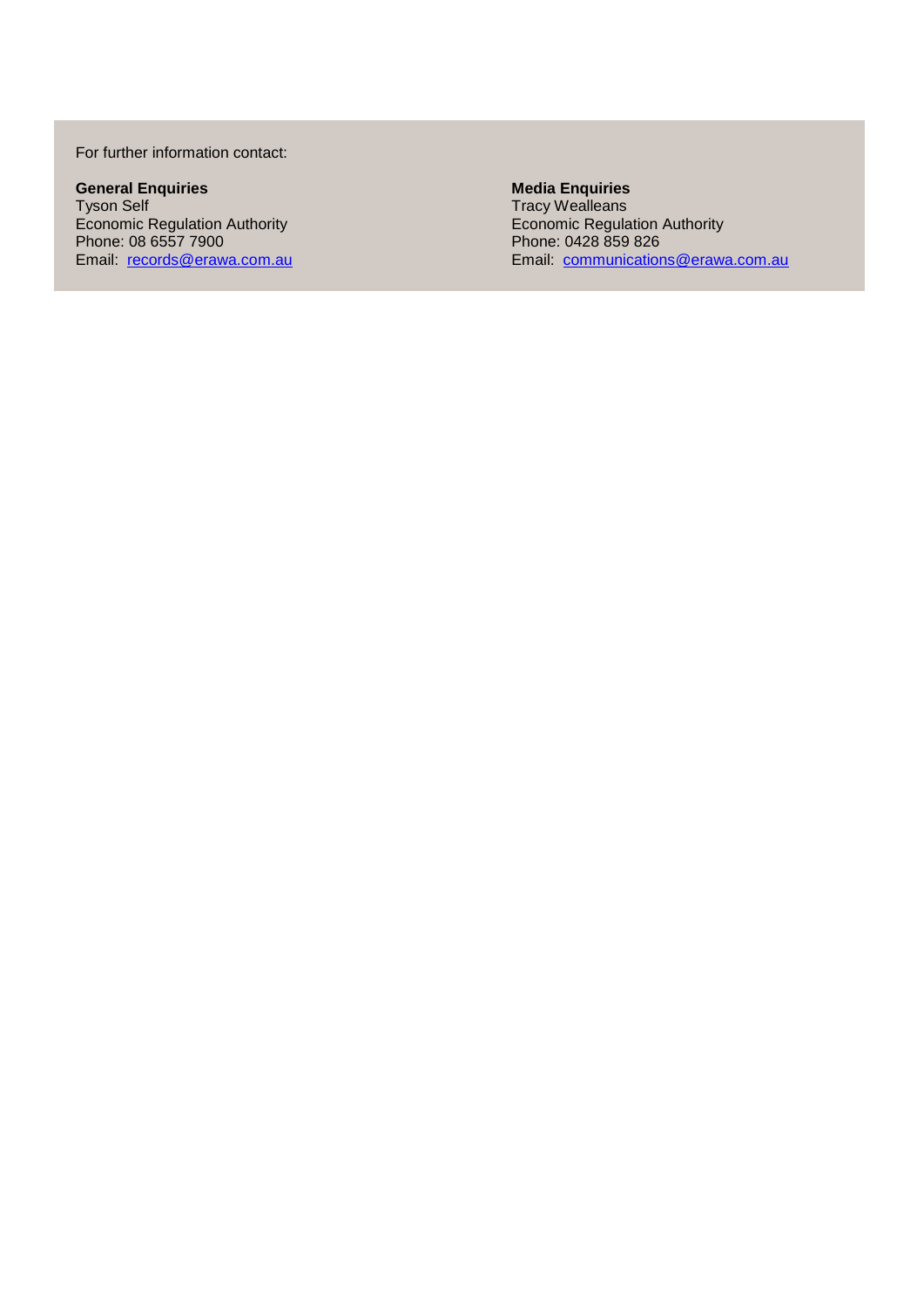For further information contact:

**General Enquiries**
Tyson Self
Economic Regulation Authority
Phone: 08 6557 7900
Email: records@erawa.com.au

**Media Enquiries**
Tracy Wealleans
Economic Regulation Authority
Phone: 0428 859 826
Email: communications@erawa.com.au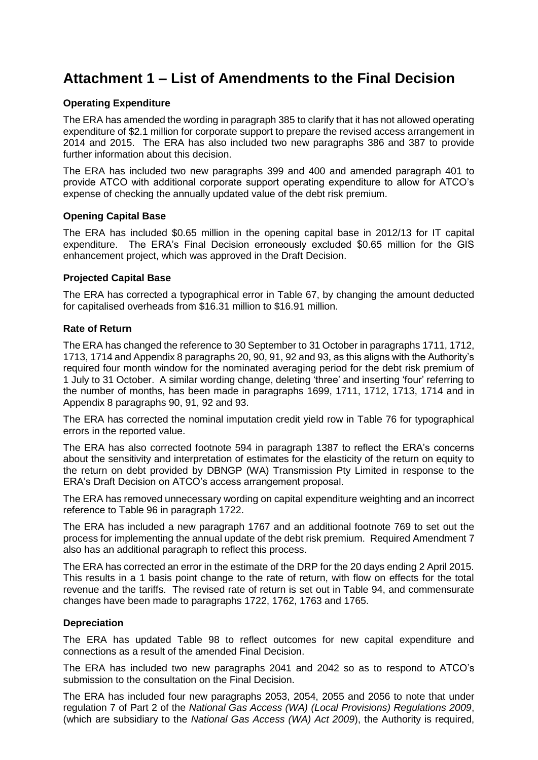# Attachment 1 – List of Amendments to the Final Decision

### Operating Expenditure

The ERA has amended the wording in paragraph 385 to clarify that it has not allowed operating expenditure of $2.1 million for corporate support to prepare the revised access arrangement in 2014 and 2015. The ERA has also included two new paragraphs 386 and 387 to provide further information about this decision.

The ERA has included two new paragraphs 399 and 400 and amended paragraph 401 to provide ATCO with additional corporate support operating expenditure to allow for ATCO's expense of checking the annually updated value of the debt risk premium.

### Opening Capital Base

The ERA has included $0.65 million in the opening capital base in 2012/13 for IT capital expenditure. The ERA's Final Decision erroneously excluded $0.65 million for the GIS enhancement project, which was approved in the Draft Decision.

### Projected Capital Base

The ERA has corrected a typographical error in Table 67, by changing the amount deducted for capitalised overheads from $16.31 million to $16.91 million.

### Rate of Return

The ERA has changed the reference to 30 September to 31 October in paragraphs 1711, 1712, 1713, 1714 and Appendix 8 paragraphs 20, 90, 91, 92 and 93, as this aligns with the Authority's required four month window for the nominated averaging period for the debt risk premium of 1 July to 31 October. A similar wording change, deleting 'three' and inserting 'four' referring to the number of months, has been made in paragraphs 1699, 1711, 1712, 1713, 1714 and in Appendix 8 paragraphs 90, 91, 92 and 93.

The ERA has corrected the nominal imputation credit yield row in Table 76 for typographical errors in the reported value.

The ERA has also corrected footnote 594 in paragraph 1387 to reflect the ERA's concerns about the sensitivity and interpretation of estimates for the elasticity of the return on equity to the return on debt provided by DBNGP (WA) Transmission Pty Limited in response to the ERA's Draft Decision on ATCO's access arrangement proposal.

The ERA has removed unnecessary wording on capital expenditure weighting and an incorrect reference to Table 96 in paragraph 1722.

The ERA has included a new paragraph 1767 and an additional footnote 769 to set out the process for implementing the annual update of the debt risk premium. Required Amendment 7 also has an additional paragraph to reflect this process.

The ERA has corrected an error in the estimate of the DRP for the 20 days ending 2 April 2015. This results in a 1 basis point change to the rate of return, with flow on effects for the total revenue and the tariffs. The revised rate of return is set out in Table 94, and commensurate changes have been made to paragraphs 1722, 1762, 1763 and 1765.

### Depreciation

The ERA has updated Table 98 to reflect outcomes for new capital expenditure and connections as a result of the amended Final Decision.

The ERA has included two new paragraphs 2041 and 2042 so as to respond to ATCO's submission to the consultation on the Final Decision.

The ERA has included four new paragraphs 2053, 2054, 2055 and 2056 to note that under regulation 7 of Part 2 of the *National Gas Access (WA) (Local Provisions) Regulations 2009*, (which are subsidiary to the *National Gas Access (WA) Act 2009*), the Authority is required,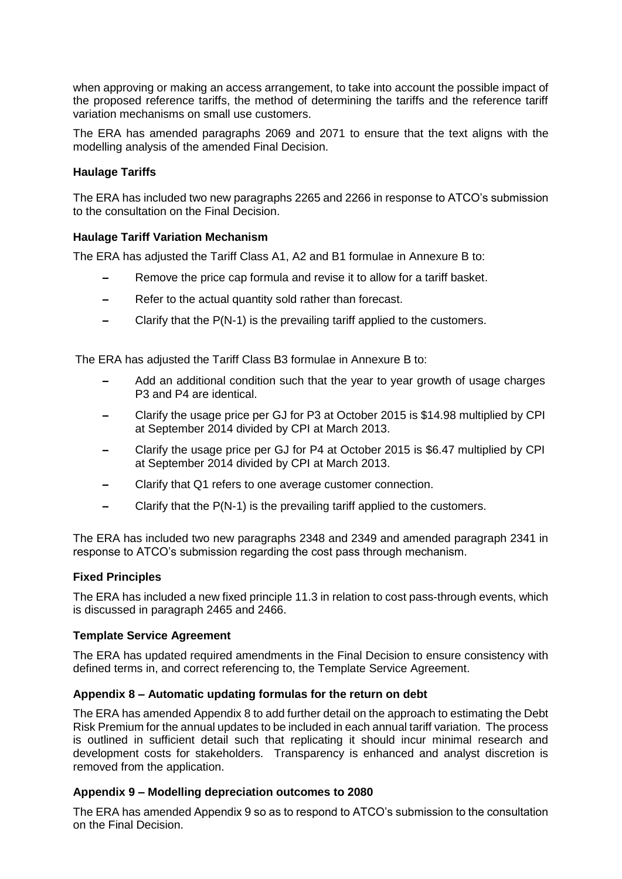when approving or making an access arrangement, to take into account the possible impact of the proposed reference tariffs, the method of determining the tariffs and the reference tariff variation mechanisms on small use customers.

The ERA has amended paragraphs 2069 and 2071 to ensure that the text aligns with the modelling analysis of the amended Final Decision.

**Haulage Tariffs**

The ERA has included two new paragraphs 2265 and 2266 in response to ATCO's submission to the consultation on the Final Decision.

**Haulage Tariff Variation Mechanism**

The ERA has adjusted the Tariff Class A1, A2 and B1 formulae in Annexure B to:

- Remove the price cap formula and revise it to allow for a tariff basket.
- Refer to the actual quantity sold rather than forecast.
- Clarify that the P(N-1) is the prevailing tariff applied to the customers.

The ERA has adjusted the Tariff Class B3 formulae in Annexure B to:

- Add an additional condition such that the year to year growth of usage charges P3 and P4 are identical.
- Clarify the usage price per GJ for P3 at October 2015 is $14.98 multiplied by CPI at September 2014 divided by CPI at March 2013.
- Clarify the usage price per GJ for P4 at October 2015 is $6.47 multiplied by CPI at September 2014 divided by CPI at March 2013.
- Clarify that Q1 refers to one average customer connection.
- Clarify that the P(N-1) is the prevailing tariff applied to the customers.

The ERA has included two new paragraphs 2348 and 2349 and amended paragraph 2341 in response to ATCO's submission regarding the cost pass through mechanism.

**Fixed Principles**

The ERA has included a new fixed principle 11.3 in relation to cost pass-through events, which is discussed in paragraph 2465 and 2466.

**Template Service Agreement**

The ERA has updated required amendments in the Final Decision to ensure consistency with defined terms in, and correct referencing to, the Template Service Agreement.

**Appendix 8 – Automatic updating formulas for the return on debt**

The ERA has amended Appendix 8 to add further detail on the approach to estimating the Debt Risk Premium for the annual updates to be included in each annual tariff variation. The process is outlined in sufficient detail such that replicating it should incur minimal research and development costs for stakeholders. Transparency is enhanced and analyst discretion is removed from the application.

**Appendix 9 – Modelling depreciation outcomes to 2080**

The ERA has amended Appendix 9 so as to respond to ATCO's submission to the consultation on the Final Decision.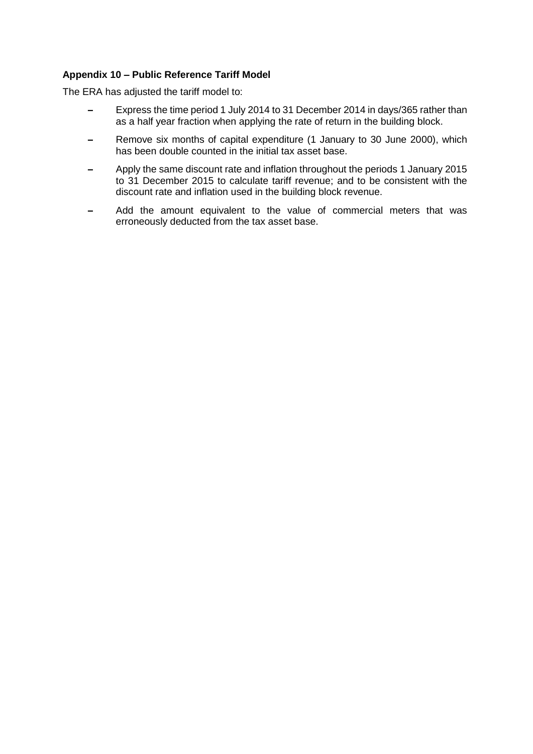**Appendix 10 – Public Reference Tariff Model**

The ERA has adjusted the tariff model to:

- Express the time period 1 July 2014 to 31 December 2014 in days/365 rather than as a half year fraction when applying the rate of return in the building block.
- Remove six months of capital expenditure (1 January to 30 June 2000), which has been double counted in the initial tax asset base.
- Apply the same discount rate and inflation throughout the periods 1 January 2015 to 31 December 2015 to calculate tariff revenue; and to be consistent with the discount rate and inflation used in the building block revenue.
- Add the amount equivalent to the value of commercial meters that was erroneously deducted from the tax asset base.